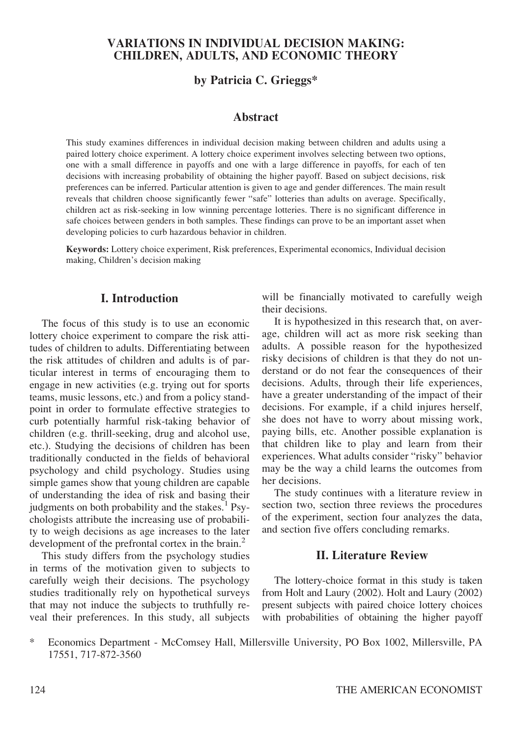# VARIATIONS IN INDIVIDUAL DECISION MAKING: CHILDREN, ADULTS, AND ECONOMIC THEORY

**by Patricia C. Grieggs***

## Abstract

This study examines differences in individual decision making between children and adults using a paired lottery choice experiment. A lottery choice experiment involves selecting between two options, one with a small difference in payoffs and one with a large difference in payoffs, for each of ten decisions with increasing probability of obtaining the higher payoff. Based on subject decisions, risk preferences can be inferred. Particular attention is given to age and gender differences. The main result reveals that children choose significantly fewer "safe" lotteries than adults on average. Specifically, children act as risk-seeking in low winning percentage lotteries. There is no significant difference in safe choices between genders in both samples. These findings can prove to be an important asset when developing policies to curb hazardous behavior in children.

**Keywords:** Lottery choice experiment, Risk preferences, Experimental economics, Individual decision making, Children's decision making

## I. Introduction

The focus of this study is to use an economic lottery choice experiment to compare the risk attitudes of children to adults. Differentiating between the risk attitudes of children and adults is of particular interest in terms of encouraging them to engage in new activities (e.g. trying out for sports teams, music lessons, etc.) and from a policy standpoint in order to formulate effective strategies to curb potentially harmful risk-taking behavior of children (e.g. thrill-seeking, drug and alcohol use, etc.). Studying the decisions of children has been traditionally conducted in the fields of behavioral psychology and child psychology. Studies using simple games show that young children are capable of understanding the idea of risk and basing their judgments on both probability and the stakes.[1] Psychologists attribute the increasing use of probability to weigh decisions as age increases to the later development of the prefrontal cortex in the brain.[2]

This study differs from the psychology studies in terms of the motivation given to subjects to carefully weigh their decisions. The psychology studies traditionally rely on hypothetical surveys that may not induce the subjects to truthfully reveal their preferences. In this study, all subjects will be financially motivated to carefully weigh their decisions.

It is hypothesized in this research that, on average, children will act as more risk seeking than adults. A possible reason for the hypothesized risky decisions of children is that they do not understand or do not fear the consequences of their decisions. Adults, through their life experiences, have a greater understanding of the impact of their decisions. For example, if a child injures herself, she does not have to worry about missing work, paying bills, etc. Another possible explanation is that children like to play and learn from their experiences. What adults consider "risky" behavior may be the way a child learns the outcomes from her decisions.

The study continues with a literature review in section two, section three reviews the procedures of the experiment, section four analyzes the data, and section five offers concluding remarks.

## II. Literature Review

The lottery-choice format in this study is taken from Holt and Laury (2002). Holt and Laury (2002) present subjects with paired choice lottery choices with probabilities of obtaining the higher payoff

\* Economics Department - McComsey Hall, Millersville University, PO Box 1002, Millersville, PA 17551, 717-872-3560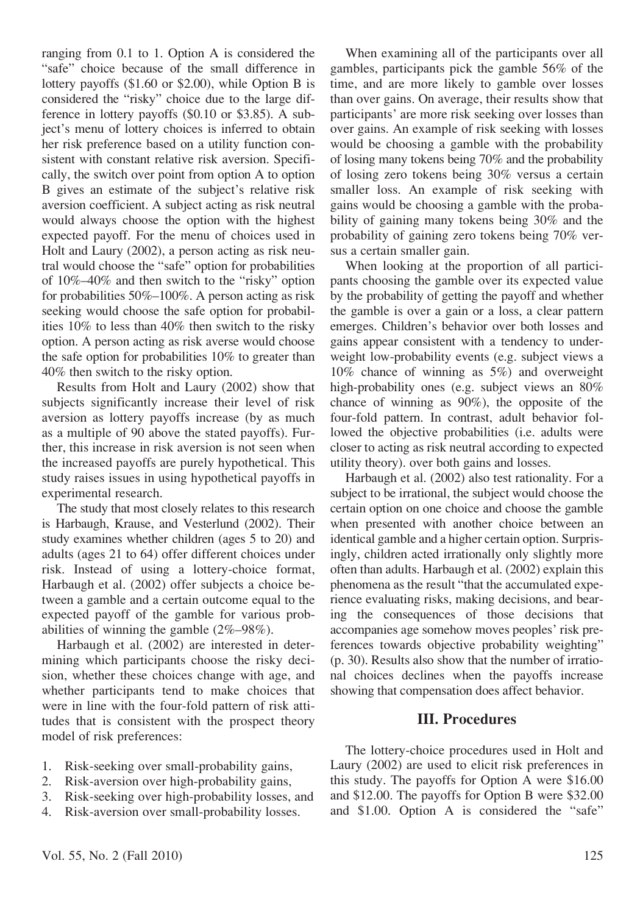ranging from 0.1 to 1. Option A is considered the "safe" choice because of the small difference in lottery payoffs ($1.60 or $2.00), while Option B is considered the "risky" choice due to the large difference in lottery payoffs ($0.10 or $3.85). A subject's menu of lottery choices is inferred to obtain her risk preference based on a utility function consistent with constant relative risk aversion. Specifically, the switch over point from option A to option B gives an estimate of the subject's relative risk aversion coefficient. A subject acting as risk neutral would always choose the option with the highest expected payoff. For the menu of choices used in Holt and Laury (2002), a person acting as risk neutral would choose the "safe" option for probabilities of 10%–40% and then switch to the "risky" option for probabilities 50%–100%. A person acting as risk seeking would choose the safe option for probabilities 10% to less than 40% then switch to the risky option. A person acting as risk averse would choose the safe option for probabilities 10% to greater than 40% then switch to the risky option.

Results from Holt and Laury (2002) show that subjects significantly increase their level of risk aversion as lottery payoffs increase (by as much as a multiple of 90 above the stated payoffs). Further, this increase in risk aversion is not seen when the increased payoffs are purely hypothetical. This study raises issues in using hypothetical payoffs in experimental research.

The study that most closely relates to this research is Harbaugh, Krause, and Vesterlund (2002). Their study examines whether children (ages 5 to 20) and adults (ages 21 to 64) offer different choices under risk. Instead of using a lottery-choice format, Harbaugh et al. (2002) offer subjects a choice between a gamble and a certain outcome equal to the expected payoff of the gamble for various probabilities of winning the gamble (2%–98%).

Harbaugh et al. (2002) are interested in determining which participants choose the risky decision, whether these choices change with age, and whether participants tend to make choices that were in line with the four-fold pattern of risk attitudes that is consistent with the prospect theory model of risk preferences:

1. Risk-seeking over small-probability gains,
2. Risk-aversion over high-probability gains,
3. Risk-seeking over high-probability losses, and
4. Risk-aversion over small-probability losses.

When examining all of the participants over all gambles, participants pick the gamble 56% of the time, and are more likely to gamble over losses than over gains. On average, their results show that participants' are more risk seeking over losses than over gains. An example of risk seeking with losses would be choosing a gamble with the probability of losing many tokens being 70% and the probability of losing zero tokens being 30% versus a certain smaller loss. An example of risk seeking with gains would be choosing a gamble with the probability of gaining many tokens being 30% and the probability of gaining zero tokens being 70% versus a certain smaller gain.

When looking at the proportion of all participants choosing the gamble over its expected value by the probability of getting the payoff and whether the gamble is over a gain or a loss, a clear pattern emerges. Children's behavior over both losses and gains appear consistent with a tendency to underweight low-probability events (e.g. subject views a 10% chance of winning as 5%) and overweight high-probability ones (e.g. subject views an 80% chance of winning as 90%), the opposite of the four-fold pattern. In contrast, adult behavior followed the objective probabilities (i.e. adults were closer to acting as risk neutral according to expected utility theory). over both gains and losses.

Harbaugh et al. (2002) also test rationality. For a subject to be irrational, the subject would choose the certain option on one choice and choose the gamble when presented with another choice between an identical gamble and a higher certain option. Surprisingly, children acted irrationally only slightly more often than adults. Harbaugh et al. (2002) explain this phenomena as the result "that the accumulated experience evaluating risks, making decisions, and bearing the consequences of those decisions that accompanies age somehow moves peoples' risk preferences towards objective probability weighting" (p. 30). Results also show that the number of irrational choices declines when the payoffs increase showing that compensation does affect behavior.

## III. Procedures

The lottery-choice procedures used in Holt and Laury (2002) are used to elicit risk preferences in this study. The payoffs for Option A were $16.00 and $12.00. The payoffs for Option B were $32.00 and $1.00. Option A is considered the "safe"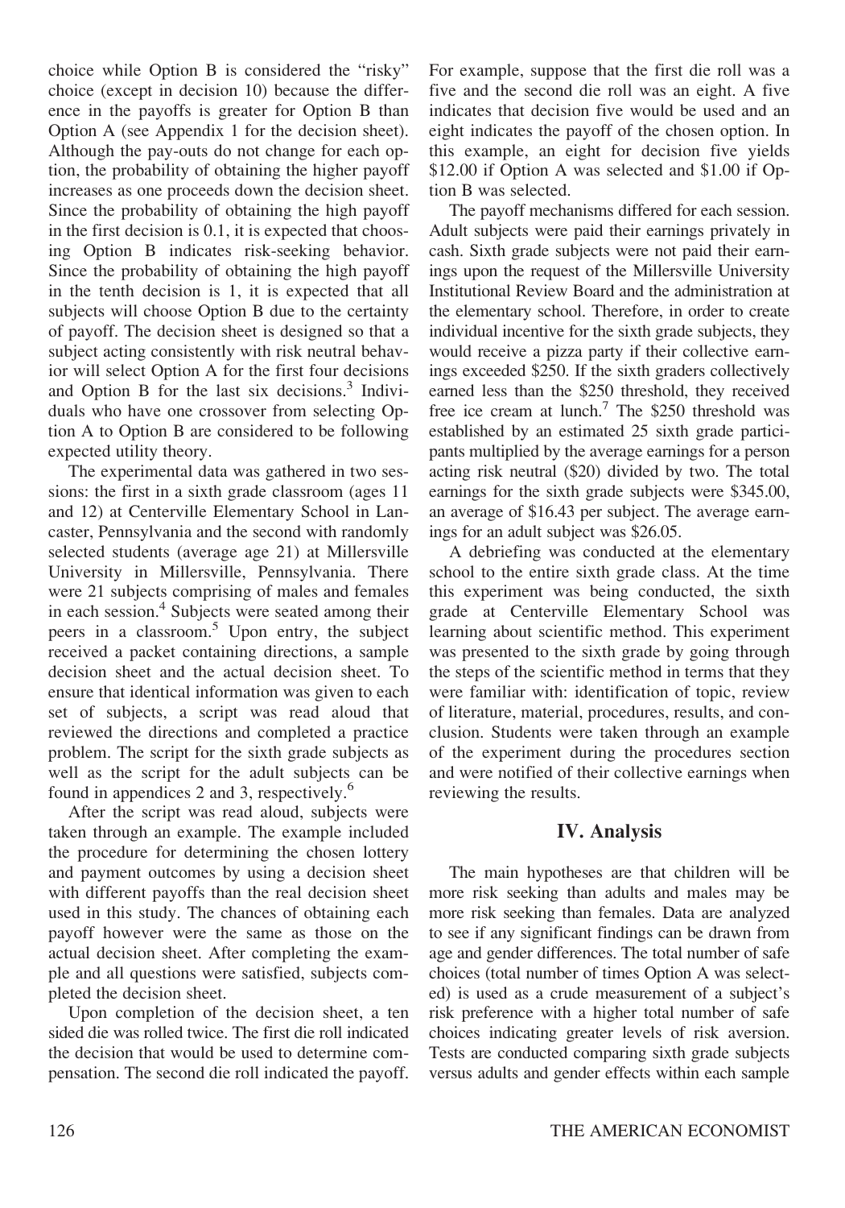choice while Option B is considered the "risky" choice (except in decision 10) because the difference in the payoffs is greater for Option B than Option A (see Appendix 1 for the decision sheet). Although the pay-outs do not change for each option, the probability of obtaining the higher payoff increases as one proceeds down the decision sheet. Since the probability of obtaining the high payoff in the first decision is 0.1, it is expected that choosing Option B indicates risk-seeking behavior. Since the probability of obtaining the high payoff in the tenth decision is 1, it is expected that all subjects will choose Option B due to the certainty of payoff. The decision sheet is designed so that a subject acting consistently with risk neutral behavior will select Option A for the first four decisions and Option B for the last six decisions.[3] Individuals who have one crossover from selecting Option A to Option B are considered to be following expected utility theory.

The experimental data was gathered in two sessions: the first in a sixth grade classroom (ages 11 and 12) at Centerville Elementary School in Lancaster, Pennsylvania and the second with randomly selected students (average age 21) at Millersville University in Millersville, Pennsylvania. There were 21 subjects comprising of males and females in each session.[4] Subjects were seated among their peers in a classroom.[5] Upon entry, the subject received a packet containing directions, a sample decision sheet and the actual decision sheet. To ensure that identical information was given to each set of subjects, a script was read aloud that reviewed the directions and completed a practice problem. The script for the sixth grade subjects as well as the script for the adult subjects can be found in appendices 2 and 3, respectively.[6]

After the script was read aloud, subjects were taken through an example. The example included the procedure for determining the chosen lottery and payment outcomes by using a decision sheet with different payoffs than the real decision sheet used in this study. The chances of obtaining each payoff however were the same as those on the actual decision sheet. After completing the example and all questions were satisfied, subjects completed the decision sheet.

Upon completion of the decision sheet, a ten sided die was rolled twice. The first die roll indicated the decision that would be used to determine compensation. The second die roll indicated the payoff. For example, suppose that the first die roll was a five and the second die roll was an eight. A five indicates that decision five would be used and an eight indicates the payoff of the chosen option. In this example, an eight for decision five yields $12.00 if Option A was selected and $1.00 if Option B was selected.

The payoff mechanisms differed for each session. Adult subjects were paid their earnings privately in cash. Sixth grade subjects were not paid their earnings upon the request of the Millersville University Institutional Review Board and the administration at the elementary school. Therefore, in order to create individual incentive for the sixth grade subjects, they would receive a pizza party if their collective earnings exceeded $250. If the sixth graders collectively earned less than the $250 threshold, they received free ice cream at lunch.[7] The $250 threshold was established by an estimated 25 sixth grade participants multiplied by the average earnings for a person acting risk neutral ($20) divided by two. The total earnings for the sixth grade subjects were $345.00, an average of $16.43 per subject. The average earnings for an adult subject was $26.05.

A debriefing was conducted at the elementary school to the entire sixth grade class. At the time this experiment was being conducted, the sixth grade at Centerville Elementary School was learning about scientific method. This experiment was presented to the sixth grade by going through the steps of the scientific method in terms that they were familiar with: identification of topic, review of literature, material, procedures, results, and conclusion. Students were taken through an example of the experiment during the procedures section and were notified of their collective earnings when reviewing the results.

## IV. Analysis

The main hypotheses are that children will be more risk seeking than adults and males may be more risk seeking than females. Data are analyzed to see if any significant findings can be drawn from age and gender differences. The total number of safe choices (total number of times Option A was selected) is used as a crude measurement of a subject's risk preference with a higher total number of safe choices indicating greater levels of risk aversion. Tests are conducted comparing sixth grade subjects versus adults and gender effects within each sample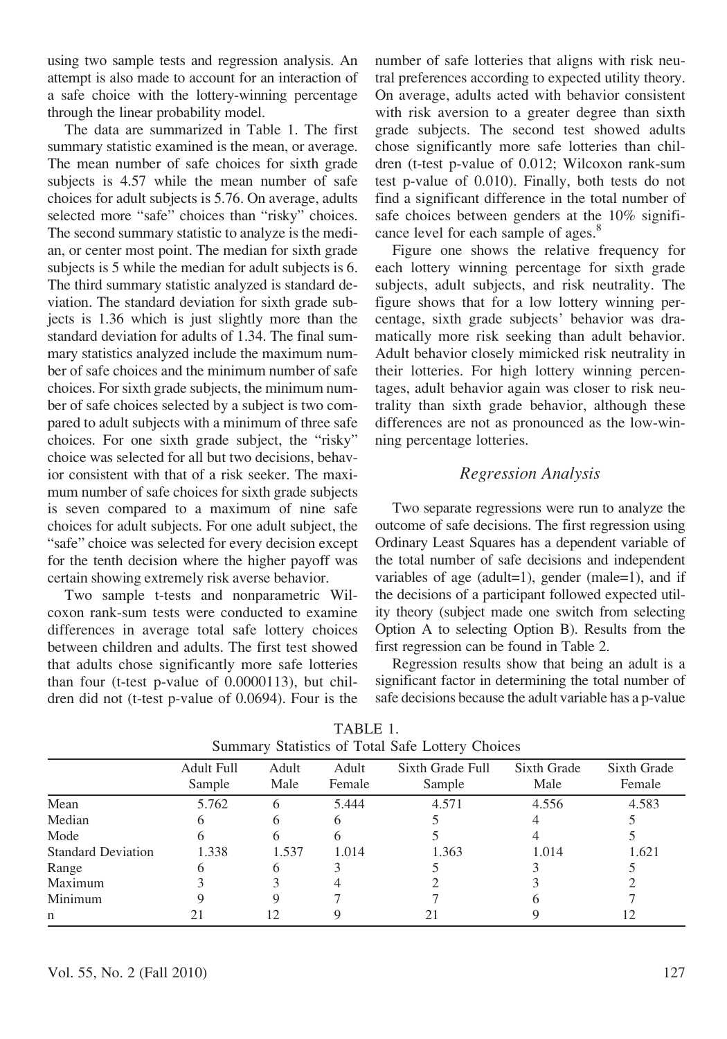using two sample tests and regression analysis. An attempt is also made to account for an interaction of a safe choice with the lottery-winning percentage through the linear probability model.

The data are summarized in Table 1. The first summary statistic examined is the mean, or average. The mean number of safe choices for sixth grade subjects is 4.57 while the mean number of safe choices for adult subjects is 5.76. On average, adults selected more "safe" choices than "risky" choices. The second summary statistic to analyze is the median, or center most point. The median for sixth grade subjects is 5 while the median for adult subjects is 6. The third summary statistic analyzed is standard deviation. The standard deviation for sixth grade subjects is 1.36 which is just slightly more than the standard deviation for adults of 1.34. The final summary statistics analyzed include the maximum number of safe choices and the minimum number of safe choices. For sixth grade subjects, the minimum number of safe choices selected by a subject is two compared to adult subjects with a minimum of three safe choices. For one sixth grade subject, the "risky" choice was selected for all but two decisions, behavior consistent with that of a risk seeker. The maximum number of safe choices for sixth grade subjects is seven compared to a maximum of nine safe choices for adult subjects. For one adult subject, the "safe" choice was selected for every decision except for the tenth decision where the higher payoff was certain showing extremely risk averse behavior.

Two sample t-tests and nonparametric Wilcoxon rank-sum tests were conducted to examine differences in average total safe lottery choices between children and adults. The first test showed that adults chose significantly more safe lotteries than four (t-test p-value of 0.0000113), but children did not (t-test p-value of 0.0694). Four is the number of safe lotteries that aligns with risk neutral preferences according to expected utility theory. On average, adults acted with behavior consistent with risk aversion to a greater degree than sixth grade subjects. The second test showed adults chose significantly more safe lotteries than children (t-test p-value of 0.012; Wilcoxon rank-sum test p-value of 0.010). Finally, both tests do not find a significant difference in the total number of safe choices between genders at the 10% significance level for each sample of ages.[8]

Figure one shows the relative frequency for each lottery winning percentage for sixth grade subjects, adult subjects, and risk neutrality. The figure shows that for a low lottery winning percentage, sixth grade subjects' behavior was dramatically more risk seeking than adult behavior. Adult behavior closely mimicked risk neutrality in their lotteries. For high lottery winning percentages, adult behavior again was closer to risk neutrality than sixth grade behavior, although these differences are not as pronounced as the low-winning percentage lotteries.

## *Regression Analysis*

Two separate regressions were run to analyze the outcome of safe decisions. The first regression using Ordinary Least Squares has a dependent variable of the total number of safe decisions and independent variables of age (adult=1), gender (male=1), and if the decisions of a participant followed expected utility theory (subject made one switch from selecting Option A to selecting Option B). Results from the first regression can be found in Table 2.

Regression results show that being an adult is a significant factor in determining the total number of safe decisions because the adult variable has a p-value

TABLE 1.
Summary Statistics of Total Safe Lottery Choices

| | Adult Full Sample | Adult Male | Adult Female | Sixth Grade Full Sample | Sixth Grade Male | Sixth Grade Female |
|---|---|---|---|---|---|---|
| Mean | 5.762 | 6 | 5.444 | 4.571 | 4.556 | 4.583 |
| Median | 6 | 6 | 6 | 5 | 4 | 5 |
| Mode | 6 | 6 | 6 | 5 | 4 | 5 |
| Standard Deviation | 1.338 | 1.537 | 1.014 | 1.363 | 1.014 | 1.621 |
| Range | 6 | 6 | 3 | 5 | 3 | 5 |
| Maximum | 3 | 3 | 4 | 2 | 3 | 2 |
| Minimum | 9 | 9 | 7 | 7 | 6 | 7 |
| n | 21 | 12 | 9 | 21 | 9 | 12 |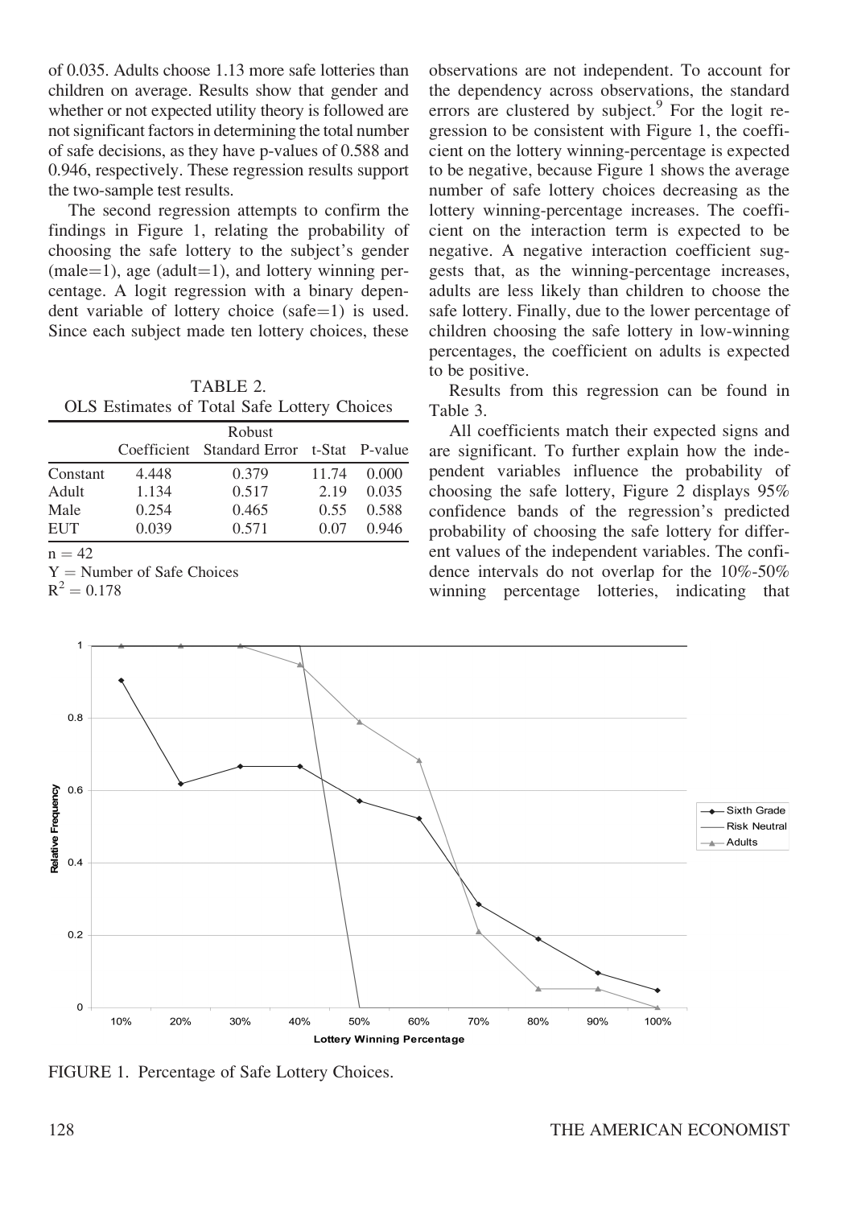of 0.035. Adults choose 1.13 more safe lotteries than children on average. Results show that gender and whether or not expected utility theory is followed are not significant factors in determining the total number of safe decisions, as they have p-values of 0.588 and 0.946, respectively. These regression results support the two-sample test results.

The second regression attempts to confirm the findings in Figure 1, relating the probability of choosing the safe lottery to the subject's gender (male=1), age (adult=1), and lottery winning percentage. A logit regression with a binary dependent variable of lottery choice (safe=1) is used. Since each subject made ten lottery choices, these observations are not independent. To account for the dependency across observations, the standard errors are clustered by subject.[9] For the logit regression to be consistent with Figure 1, the coefficient on the lottery winning-percentage is expected to be negative, because Figure 1 shows the average number of safe lottery choices decreasing as the lottery winning-percentage increases. The coefficient on the interaction term is expected to be negative. A negative interaction coefficient suggests that, as the winning-percentage increases, adults are less likely than children to choose the safe lottery. Finally, due to the lower percentage of children choosing the safe lottery in low-winning percentages, the coefficient on adults is expected to be positive.

TABLE 2.
OLS Estimates of Total Safe Lottery Choices

| | Coefficient | Robust Standard Error | t-Stat | P-value |
|---|---|---|---|---|
| Constant | 4.448 | 0.379 | 11.74 | 0.000 |
| Adult | 1.134 | 0.517 | 2.19 | 0.035 |
| Male | 0.254 | 0.465 | 0.55 | 0.588 |
| EUT | 0.039 | 0.571 | 0.07 | 0.946 |

$n = 42$

$Y$ = Number of Safe Choices

$R^2 = 0.178$

Results from this regression can be found in Table 3.

All coefficients match their expected signs and are significant. To further explain how the independent variables influence the probability of choosing the safe lottery, Figure 2 displays 95% confidence bands of the regression's predicted probability of choosing the safe lottery for different values of the independent variables. The confidence intervals do not overlap for the 10%-50% winning percentage lotteries, indicating that

FIGURE 1. Percentage of Safe Lottery Choices.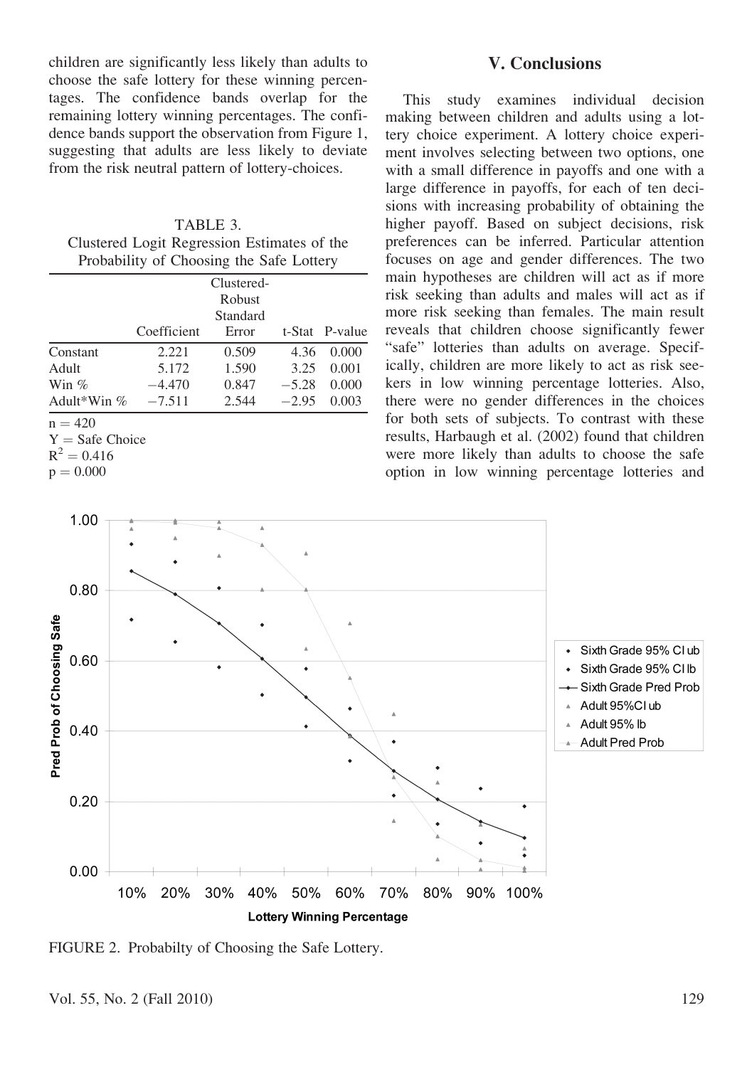children are significantly less likely than adults to choose the safe lottery for these winning percentages. The confidence bands overlap for the remaining lottery winning percentages. The confidence bands support the observation from Figure 1, suggesting that adults are less likely to deviate from the risk neutral pattern of lottery-choices.

TABLE 3.
Clustered Logit Regression Estimates of the Probability of Choosing the Safe Lottery

| | Coefficient | Clustered-Robust Standard Error | t-Stat | P-value |
|---|---|---|---|---|
| Constant | 2.221 | 0.509 | 4.36 | 0.000 |
| Adult | 5.172 | 1.590 | 3.25 | 0.001 |
| Win % | −4.470 | 0.847 | −5.28 | 0.000 |
| Adult*Win % | −7.511 | 2.544 | −2.95 | 0.003 |

n = 420
Y = Safe Choice
$R^2 = 0.416$
p = 0.000

## V. Conclusions

This study examines individual decision making between children and adults using a lottery choice experiment. A lottery choice experiment involves selecting between two options, one with a small difference in payoffs and one with a large difference in payoffs, for each of ten decisions with increasing probability of obtaining the higher payoff. Based on subject decisions, risk preferences can be inferred. Particular attention focuses on age and gender differences. The two main hypotheses are children will act as if more risk seeking than adults and males will act as if more risk seeking than females. The main result reveals that children choose significantly fewer "safe" lotteries than adults on average. Specifically, children are more likely to act as risk seekers in low winning percentage lotteries. Also, there were no gender differences in the choices for both sets of subjects. To contrast with these results, Harbaugh et al. (2002) found that children were more likely than adults to choose the safe option in low winning percentage lotteries and

FIGURE 2. Probabilty of Choosing the Safe Lottery.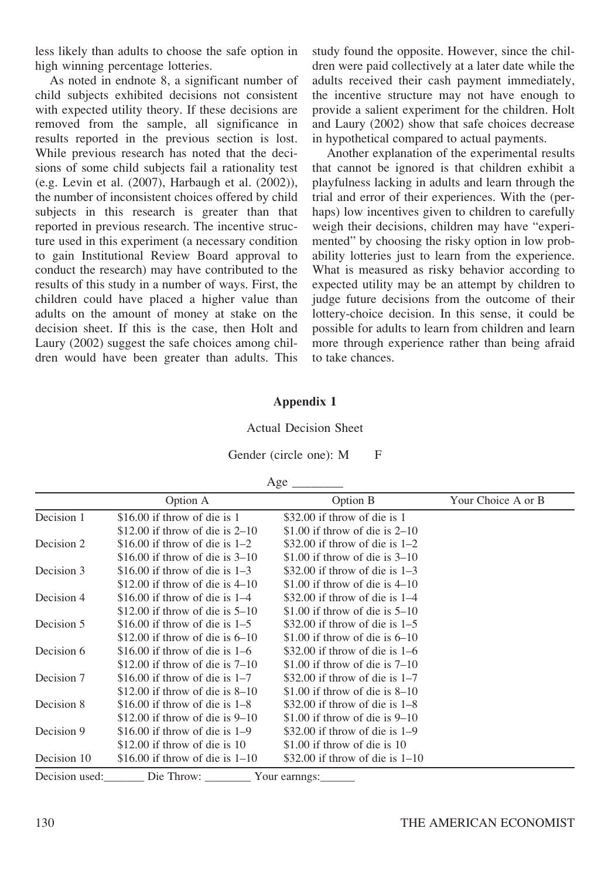less likely than adults to choose the safe option in high winning percentage lotteries.

As noted in endnote 8, a significant number of child subjects exhibited decisions not consistent with expected utility theory. If these decisions are removed from the sample, all significance in results reported in the previous section is lost. While previous research has noted that the decisions of some child subjects fail a rationality test (e.g. Levin et al. (2007), Harbaugh et al. (2002)), the number of inconsistent choices offered by child subjects in this research is greater than that reported in previous research. The incentive structure used in this experiment (a necessary condition to gain Institutional Review Board approval to conduct the research) may have contributed to the results of this study in a number of ways. First, the children could have placed a higher value than adults on the amount of money at stake on the decision sheet. If this is the case, then Holt and Laury (2002) suggest the safe choices among children would have been greater than adults. This study found the opposite. However, since the children were paid collectively at a later date while the adults received their cash payment immediately, the incentive structure may not have enough to provide a salient experiment for the children. Holt and Laury (2002) show that safe choices decrease in hypothetical compared to actual payments.

Another explanation of the experimental results that cannot be ignored is that children exhibit a playfulness lacking in adults and learn through the trial and error of their experiences. With the (perhaps) low incentives given to children to carefully weigh their decisions, children may have "experimented" by choosing the risky option in low probability lotteries just to learn from the experience. What is measured as risky behavior according to expected utility may be an attempt by children to judge future decisions from the outcome of their lottery-choice decision. In this sense, it could be possible for adults to learn from children and learn more through experience rather than being afraid to take chances.

## Appendix 1

Actual Decision Sheet

Gender (circle one): M F

Age ________

| | Option A | Option B | Your Choice A or B |
|---|---|---|---|
| Decision 1 | $16.00 if throw of die is 1<br>$12.00 if throw of die is 2–10 | $32.00 if throw of die is 1<br>$1.00 if throw of die is 2–10 | |
| Decision 2 | $16.00 if throw of die is 1–2<br>$16.00 if throw of die is 3–10 | $32.00 if throw of die is 1–2<br>$1.00 if throw of die is 3–10 | |
| Decision 3 | $16.00 if throw of die is 1–3<br>$12.00 if throw of die is 4–10 | $32.00 if throw of die is 1–3<br>$1.00 if throw of die is 4–10 | |
| Decision 4 | $16.00 if throw of die is 1–4<br>$12.00 if throw of die is 5–10 | $32.00 if throw of die is 1–4<br>$1.00 if throw of die is 5–10 | |
| Decision 5 | $16.00 if throw of die is 1–5<br>$12.00 if throw of die is 6–10 | $32.00 if throw of die is 1–5<br>$1.00 if throw of die is 6–10 | |
| Decision 6 | $16.00 if throw of die is 1–6<br>$12.00 if throw of die is 7–10 | $32.00 if throw of die is 1–6<br>$1.00 if throw of die is 7–10 | |
| Decision 7 | $16.00 if throw of die is 1–7<br>$12.00 if throw of die is 8–10 | $32.00 if throw of die is 1–7<br>$1.00 if throw of die is 8–10 | |
| Decision 8 | $16.00 if throw of die is 1–8<br>$12.00 if throw of die is 9–10 | $32.00 if throw of die is 1–8<br>$1.00 if throw of die is 9–10 | |
| Decision 9 | $16.00 if throw of die is 1–9<br>$12.00 if throw of die is 10 | $32.00 if throw of die is 1–9<br>$1.00 if throw of die is 10 | |
| Decision 10 | $16.00 if throw of die is 1–10 | $32.00 if throw of die is 1–10 | |

Decision used:_______ Die Throw: ________ Your earnngs:______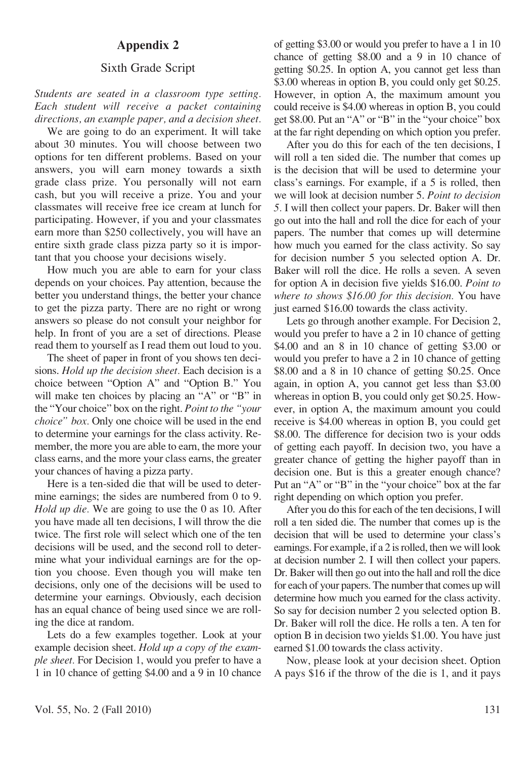## Appendix 2

### Sixth Grade Script

*Students are seated in a classroom type setting. Each student will receive a packet containing directions, an example paper, and a decision sheet.*

We are going to do an experiment. It will take about 30 minutes. You will choose between two options for ten different problems. Based on your answers, you will earn money towards a sixth grade class prize. You personally will not earn cash, but you will receive a prize. You and your classmates will receive free ice cream at lunch for participating. However, if you and your classmates earn more than $250 collectively, you will have an entire sixth grade class pizza party so it is important that you choose your decisions wisely.

How much you are able to earn for your class depends on your choices. Pay attention, because the better you understand things, the better your chance to get the pizza party. There are no right or wrong answers so please do not consult your neighbor for help. In front of you are a set of directions. Please read them to yourself as I read them out loud to you.

The sheet of paper in front of you shows ten decisions. *Hold up the decision sheet.* Each decision is a choice between "Option A" and "Option B." You will make ten choices by placing an "A" or "B" in the "Your choice" box on the right. *Point to the "your choice" box.* Only one choice will be used in the end to determine your earnings for the class activity. Remember, the more you are able to earn, the more your class earns, and the more your class earns, the greater your chances of having a pizza party.

Here is a ten-sided die that will be used to determine earnings; the sides are numbered from 0 to 9. *Hold up die.* We are going to use the 0 as 10. After you have made all ten decisions, I will throw the die twice. The first role will select which one of the ten decisions will be used, and the second roll to determine what your individual earnings are for the option you choose. Even though you will make ten decisions, only one of the decisions will be used to determine your earnings. Obviously, each decision has an equal chance of being used since we are rolling the dice at random.

Lets do a few examples together. Look at your example decision sheet. *Hold up a copy of the example sheet.* For Decision 1, would you prefer to have a 1 in 10 chance of getting $4.00 and a 9 in 10 chance of getting $3.00 or would you prefer to have a 1 in 10 chance of getting $8.00 and a 9 in 10 chance of getting $0.25. In option A, you cannot get less than $3.00 whereas in option B, you could only get $0.25. However, in option A, the maximum amount you could receive is $4.00 whereas in option B, you could get $8.00. Put an "A" or "B" in the "your choice" box at the far right depending on which option you prefer.

After you do this for each of the ten decisions, I will roll a ten sided die. The number that comes up is the decision that will be used to determine your class's earnings. For example, if a 5 is rolled, then we will look at decision number 5. *Point to decision 5.* I will then collect your papers. Dr. Baker will then go out into the hall and roll the dice for each of your papers. The number that comes up will determine how much you earned for the class activity. So say for decision number 5 you selected option A. Dr. Baker will roll the dice. He rolls a seven. A seven for option A in decision five yields $16.00. *Point to where to shows $16.00 for this decision.* You have just earned $16.00 towards the class activity.

Lets go through another example. For Decision 2, would you prefer to have a 2 in 10 chance of getting $4.00 and an 8 in 10 chance of getting $3.00 or would you prefer to have a 2 in 10 chance of getting $8.00 and a 8 in 10 chance of getting $0.25. Once again, in option A, you cannot get less than $3.00 whereas in option B, you could only get $0.25. However, in option A, the maximum amount you could receive is $4.00 whereas in option B, you could get $8.00. The difference for decision two is your odds of getting each payoff. In decision two, you have a greater chance of getting the higher payoff than in decision one. But is this a greater enough chance? Put an "A" or "B" in the "your choice" box at the far right depending on which option you prefer.

After you do this for each of the ten decisions, I will roll a ten sided die. The number that comes up is the decision that will be used to determine your class's earnings. For example, if a 2 is rolled, then we will look at decision number 2. I will then collect your papers. Dr. Baker will then go out into the hall and roll the dice for each of your papers. The number that comes up will determine how much you earned for the class activity. So say for decision number 2 you selected option B. Dr. Baker will roll the dice. He rolls a ten. A ten for option B in decision two yields $1.00. You have just earned $1.00 towards the class activity.

Now, please look at your decision sheet. Option A pays $16 if the throw of the die is 1, and it pays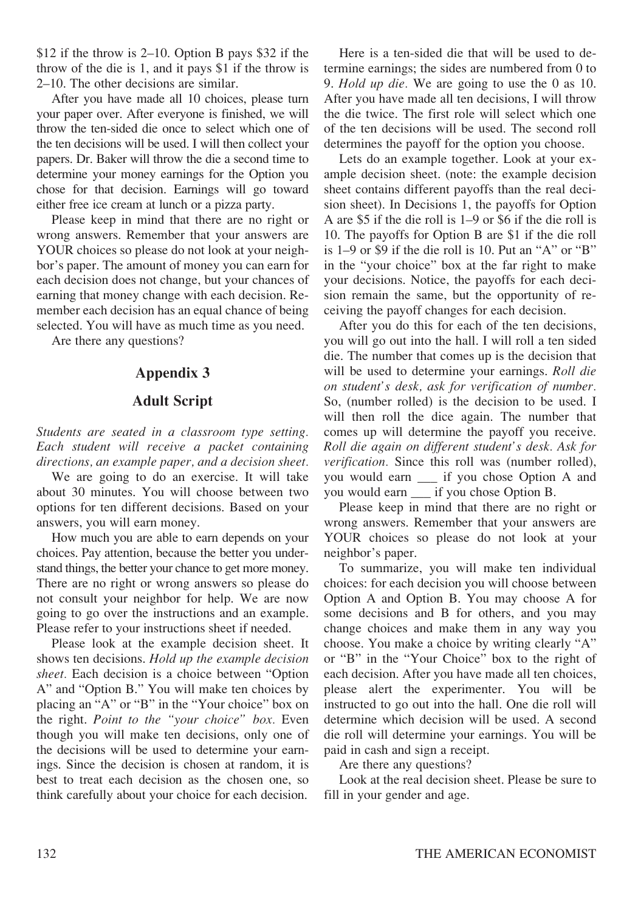\$12 if the throw is 2–10. Option B pays \$32 if the throw of the die is 1, and it pays \$1 if the throw is 2–10. The other decisions are similar.

After you have made all 10 choices, please turn your paper over. After everyone is finished, we will throw the ten-sided die once to select which one of the ten decisions will be used. I will then collect your papers. Dr. Baker will throw the die a second time to determine your money earnings for the Option you chose for that decision. Earnings will go toward either free ice cream at lunch or a pizza party.

Please keep in mind that there are no right or wrong answers. Remember that your answers are YOUR choices so please do not look at your neighbor's paper. The amount of money you can earn for each decision does not change, but your chances of earning that money change with each decision. Remember each decision has an equal chance of being selected. You will have as much time as you need.

Are there any questions?

## Appendix 3

## Adult Script

*Students are seated in a classroom type setting. Each student will receive a packet containing directions, an example paper, and a decision sheet.*

We are going to do an exercise. It will take about 30 minutes. You will choose between two options for ten different decisions. Based on your answers, you will earn money.

How much you are able to earn depends on your choices. Pay attention, because the better you understand things, the better your chance to get more money. There are no right or wrong answers so please do not consult your neighbor for help. We are now going to go over the instructions and an example. Please refer to your instructions sheet if needed.

Please look at the example decision sheet. It shows ten decisions. *Hold up the example decision sheet.* Each decision is a choice between "Option A" and "Option B." You will make ten choices by placing an "A" or "B" in the "Your choice" box on the right. *Point to the "your choice" box.* Even though you will make ten decisions, only one of the decisions will be used to determine your earnings. Since the decision is chosen at random, it is best to treat each decision as the chosen one, so think carefully about your choice for each decision.

Here is a ten-sided die that will be used to determine earnings; the sides are numbered from 0 to 9. *Hold up die.* We are going to use the 0 as 10. After you have made all ten decisions, I will throw the die twice. The first role will select which one of the ten decisions will be used. The second roll determines the payoff for the option you choose.

Lets do an example together. Look at your example decision sheet. (note: the example decision sheet contains different payoffs than the real decision sheet). In Decisions 1, the payoffs for Option A are \$5 if the die roll is 1–9 or \$6 if the die roll is 10. The payoffs for Option B are \$1 if the die roll is 1–9 or \$9 if the die roll is 10. Put an "A" or "B" in the "your choice" box at the far right to make your decisions. Notice, the payoffs for each decision remain the same, but the opportunity of receiving the payoff changes for each decision.

After you do this for each of the ten decisions, you will go out into the hall. I will roll a ten sided die. The number that comes up is the decision that will be used to determine your earnings. *Roll die on student's desk, ask for verification of number.* So, (number rolled) is the decision to be used. I will then roll the dice again. The number that comes up will determine the payoff you receive. *Roll die again on different student's desk. Ask for verification.* Since this roll was (number rolled), you would earn ___ if you chose Option A and you would earn ___ if you chose Option B.

Please keep in mind that there are no right or wrong answers. Remember that your answers are YOUR choices so please do not look at your neighbor's paper.

To summarize, you will make ten individual choices: for each decision you will choose between Option A and Option B. You may choose A for some decisions and B for others, and you may change choices and make them in any way you choose. You make a choice by writing clearly "A" or "B" in the "Your Choice" box to the right of each decision. After you have made all ten choices, please alert the experimenter. You will be instructed to go out into the hall. One die roll will determine which decision will be used. A second die roll will determine your earnings. You will be paid in cash and sign a receipt.

Are there any questions?

Look at the real decision sheet. Please be sure to fill in your gender and age.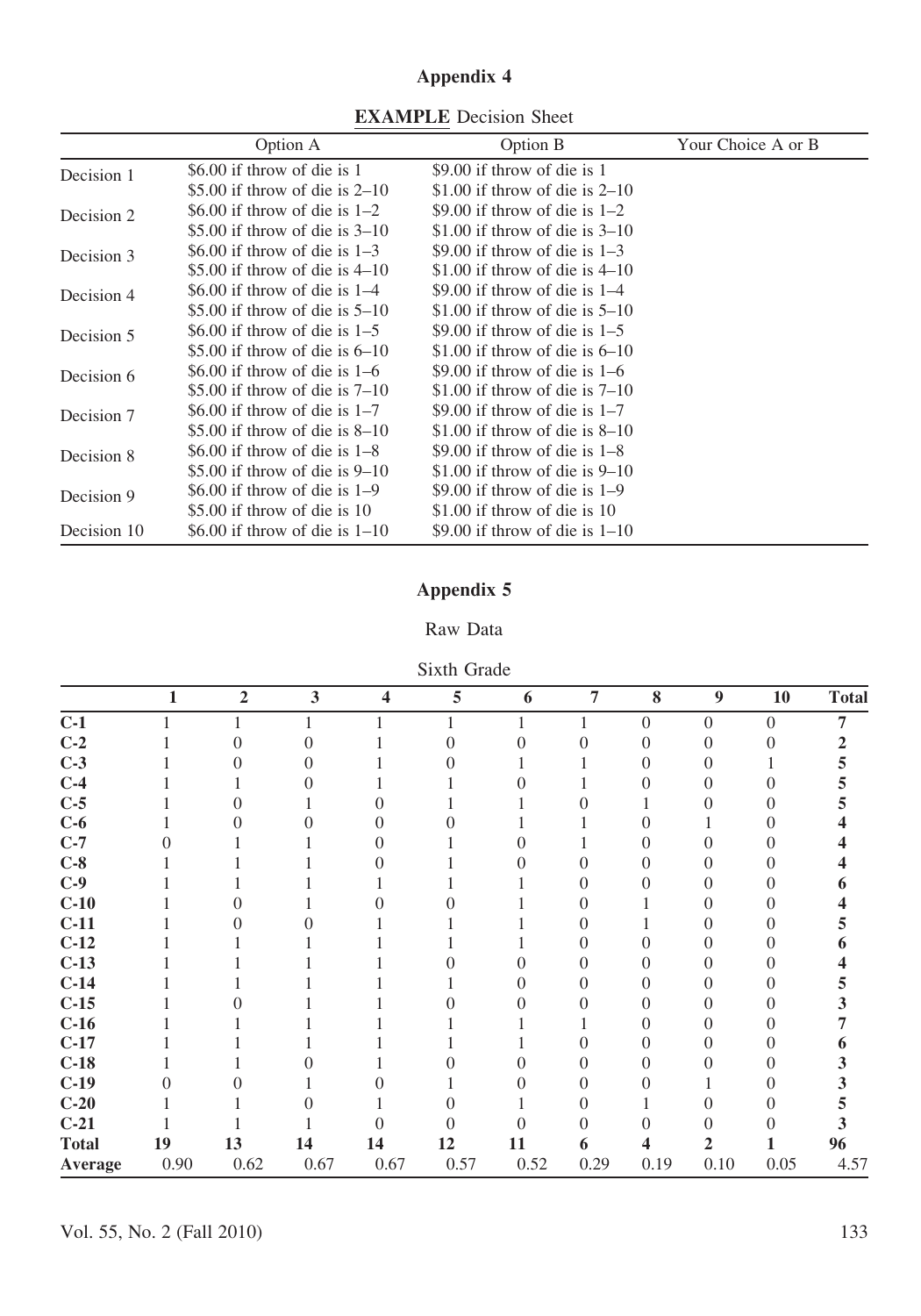## Appendix 4

**EXAMPLE** Decision Sheet

| | Option A | Option B | Your Choice A or B |
|---|---|---|---|
| Decision 1 | \$6.00 if throw of die is 1<br>\$5.00 if throw of die is 2–10 | \$9.00 if throw of die is 1<br>\$1.00 if throw of die is 2–10 | |
| Decision 2 | \$6.00 if throw of die is 1–2<br>\$5.00 if throw of die is 3–10 | \$9.00 if throw of die is 1–2<br>\$1.00 if throw of die is 3–10 | |
| Decision 3 | \$6.00 if throw of die is 1–3<br>\$5.00 if throw of die is 4–10 | \$9.00 if throw of die is 1–3<br>\$1.00 if throw of die is 4–10 | |
| Decision 4 | \$6.00 if throw of die is 1–4<br>\$5.00 if throw of die is 5–10 | \$9.00 if throw of die is 1–4<br>\$1.00 if throw of die is 5–10 | |
| Decision 5 | \$6.00 if throw of die is 1–5<br>\$5.00 if throw of die is 6–10 | \$9.00 if throw of die is 1–5<br>\$1.00 if throw of die is 6–10 | |
| Decision 6 | \$6.00 if throw of die is 1–6<br>\$5.00 if throw of die is 7–10 | \$9.00 if throw of die is 1–6<br>\$1.00 if throw of die is 7–10 | |
| Decision 7 | \$6.00 if throw of die is 1–7<br>\$5.00 if throw of die is 8–10 | \$9.00 if throw of die is 1–7<br>\$1.00 if throw of die is 8–10 | |
| Decision 8 | \$6.00 if throw of die is 1–8<br>\$5.00 if throw of die is 9–10 | \$9.00 if throw of die is 1–8<br>\$1.00 if throw of die is 9–10 | |
| Decision 9 | \$6.00 if throw of die is 1–9<br>\$5.00 if throw of die is 10 | \$9.00 if throw of die is 1–9<br>\$1.00 if throw of die is 10 | |
| Decision 10 | \$6.00 if throw of die is 1–10 | \$9.00 if throw of die is 1–10 | |

## Appendix 5

Raw Data

Sixth Grade

| | 1 | 2 | 3 | 4 | 5 | 6 | 7 | 8 | 9 | 10 | Total |
|---|---|---|---|---|---|---|---|---|---|---|---|
| **C-1** | 1 | 1 | 1 | 1 | 1 | 1 | 1 | 0 | 0 | 0 | **7** |
| **C-2** | 1 | 0 | 0 | 1 | 0 | 0 | 0 | 0 | 0 | 0 | **2** |
| **C-3** | 1 | 0 | 0 | 1 | 0 | 1 | 1 | 0 | 0 | 1 | **5** |
| **C-4** | 1 | 1 | 0 | 1 | 1 | 0 | 1 | 0 | 0 | 0 | **5** |
| **C-5** | 1 | 0 | 1 | 0 | 1 | 1 | 0 | 1 | 0 | 0 | **5** |
| **C-6** | 1 | 0 | 0 | 0 | 0 | 1 | 1 | 0 | 1 | 0 | **4** |
| **C-7** | 0 | 1 | 1 | 0 | 1 | 0 | 1 | 0 | 0 | 0 | **4** |
| **C-8** | 1 | 1 | 1 | 0 | 1 | 0 | 0 | 0 | 0 | 0 | **4** |
| **C-9** | 1 | 1 | 1 | 1 | 1 | 1 | 0 | 0 | 0 | 0 | **6** |
| **C-10** | 1 | 0 | 1 | 0 | 0 | 1 | 0 | 1 | 0 | 0 | **4** |
| **C-11** | 1 | 0 | 0 | 1 | 1 | 1 | 0 | 1 | 0 | 0 | **5** |
| **C-12** | 1 | 1 | 1 | 1 | 1 | 1 | 0 | 0 | 0 | 0 | **6** |
| **C-13** | 1 | 1 | 1 | 1 | 0 | 0 | 0 | 0 | 0 | 0 | **4** |
| **C-14** | 1 | 1 | 1 | 1 | 1 | 0 | 0 | 0 | 0 | 0 | **5** |
| **C-15** | 1 | 0 | 1 | 1 | 0 | 0 | 0 | 0 | 0 | 0 | **3** |
| **C-16** | 1 | 1 | 1 | 1 | 1 | 1 | 1 | 0 | 0 | 0 | **7** |
| **C-17** | 1 | 1 | 1 | 1 | 1 | 1 | 0 | 0 | 0 | 0 | **6** |
| **C-18** | 1 | 1 | 0 | 1 | 0 | 0 | 0 | 0 | 0 | 0 | **3** |
| **C-19** | 0 | 0 | 1 | 0 | 1 | 0 | 0 | 0 | 1 | 0 | **3** |
| **C-20** | 1 | 1 | 0 | 1 | 0 | 1 | 0 | 1 | 0 | 0 | **5** |
| **C-21** | 1 | 1 | 1 | 0 | 0 | 0 | 0 | 0 | 0 | 0 | **3** |
| **Total** | **19** | **13** | **14** | **14** | **12** | **11** | **6** | **4** | **2** | **1** | **96** |
| **Average** | 0.90 | 0.62 | 0.67 | 0.67 | 0.57 | 0.52 | 0.29 | 0.19 | 0.10 | 0.05 | 4.57 |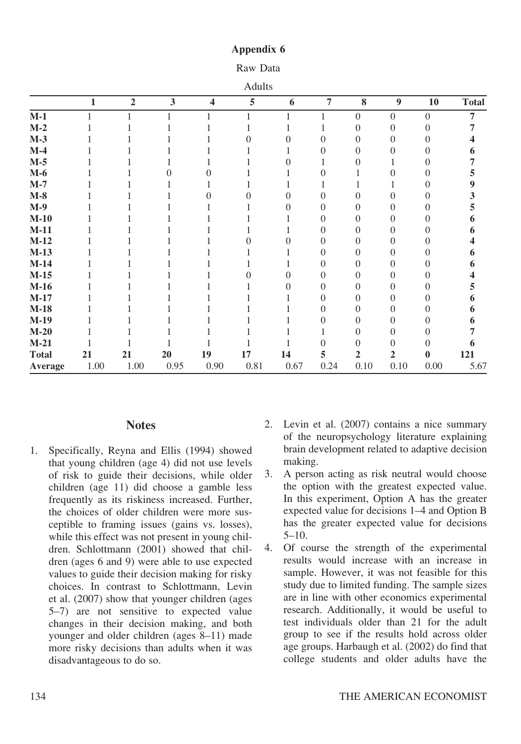## Appendix 6

Raw Data

Adults

| | 1 | 2 | 3 | 4 | 5 | 6 | 7 | 8 | 9 | 10 | Total |
|---|---|---|---|---|---|---|---|---|---|---|---|
| **M-1** | 1 | 1 | 1 | 1 | 1 | 1 | 1 | 0 | 0 | 0 | **7** |
| **M-2** | 1 | 1 | 1 | 1 | 1 | 1 | 1 | 0 | 0 | 0 | **7** |
| **M-3** | 1 | 1 | 1 | 1 | 0 | 0 | 0 | 0 | 0 | 0 | **4** |
| **M-4** | 1 | 1 | 1 | 1 | 1 | 1 | 0 | 0 | 0 | 0 | **6** |
| **M-5** | 1 | 1 | 1 | 1 | 1 | 0 | 1 | 0 | 1 | 0 | **7** |
| **M-6** | 1 | 1 | 0 | 0 | 1 | 1 | 0 | 1 | 0 | 0 | **5** |
| **M-7** | 1 | 1 | 1 | 1 | 1 | 1 | 1 | 1 | 1 | 0 | **9** |
| **M-8** | 1 | 1 | 1 | 0 | 0 | 0 | 0 | 0 | 0 | 0 | **3** |
| **M-9** | 1 | 1 | 1 | 1 | 1 | 0 | 0 | 0 | 0 | 0 | **5** |
| **M-10** | 1 | 1 | 1 | 1 | 1 | 1 | 0 | 0 | 0 | 0 | **6** |
| **M-11** | 1 | 1 | 1 | 1 | 1 | 1 | 0 | 0 | 0 | 0 | **6** |
| **M-12** | 1 | 1 | 1 | 1 | 0 | 0 | 0 | 0 | 0 | 0 | **4** |
| **M-13** | 1 | 1 | 1 | 1 | 1 | 1 | 0 | 0 | 0 | 0 | **6** |
| **M-14** | 1 | 1 | 1 | 1 | 1 | 1 | 0 | 0 | 0 | 0 | **6** |
| **M-15** | 1 | 1 | 1 | 1 | 0 | 0 | 0 | 0 | 0 | 0 | **4** |
| **M-16** | 1 | 1 | 1 | 1 | 1 | 0 | 0 | 0 | 0 | 0 | **5** |
| **M-17** | 1 | 1 | 1 | 1 | 1 | 1 | 0 | 0 | 0 | 0 | **6** |
| **M-18** | 1 | 1 | 1 | 1 | 1 | 1 | 0 | 0 | 0 | 0 | **6** |
| **M-19** | 1 | 1 | 1 | 1 | 1 | 1 | 0 | 0 | 0 | 0 | **6** |
| **M-20** | 1 | 1 | 1 | 1 | 1 | 1 | 1 | 0 | 0 | 0 | **7** |
| **M-21** | 1 | 1 | 1 | 1 | 1 | 1 | 0 | 0 | 0 | 0 | **6** |
| **Total** | **21** | **21** | **20** | **19** | **17** | **14** | **5** | **2** | **2** | **0** | **121** |
| **Average** | 1.00 | 1.00 | 0.95 | 0.90 | 0.81 | 0.67 | 0.24 | 0.10 | 0.10 | 0.00 | 5.67 |

## Notes

1. Specifically, Reyna and Ellis (1994) showed that young children (age 4) did not use levels of risk to guide their decisions, while older children (age 11) did choose a gamble less frequently as its riskiness increased. Further, the choices of older children were more susceptible to framing issues (gains vs. losses), while this effect was not present in young children. Schlottmann (2001) showed that children (ages 6 and 9) were able to use expected values to guide their decision making for risky choices. In contrast to Schlottmann, Levin et al. (2007) show that younger children (ages 5–7) are not sensitive to expected value changes in their decision making, and both younger and older children (ages 8–11) made more risky decisions than adults when it was disadvantageous to do so.
2. Levin et al. (2007) contains a nice summary of the neuropsychology literature explaining brain development related to adaptive decision making.
3. A person acting as risk neutral would choose the option with the greatest expected value. In this experiment, Option A has the greater expected value for decisions 1–4 and Option B has the greater expected value for decisions 5–10.
4. Of course the strength of the experimental results would increase with an increase in sample. However, it was not feasible for this study due to limited funding. The sample sizes are in line with other economics experimental research. Additionally, it would be useful to test individuals older than 21 for the adult group to see if the results hold across older age groups. Harbaugh et al. (2002) do find that college students and older adults have the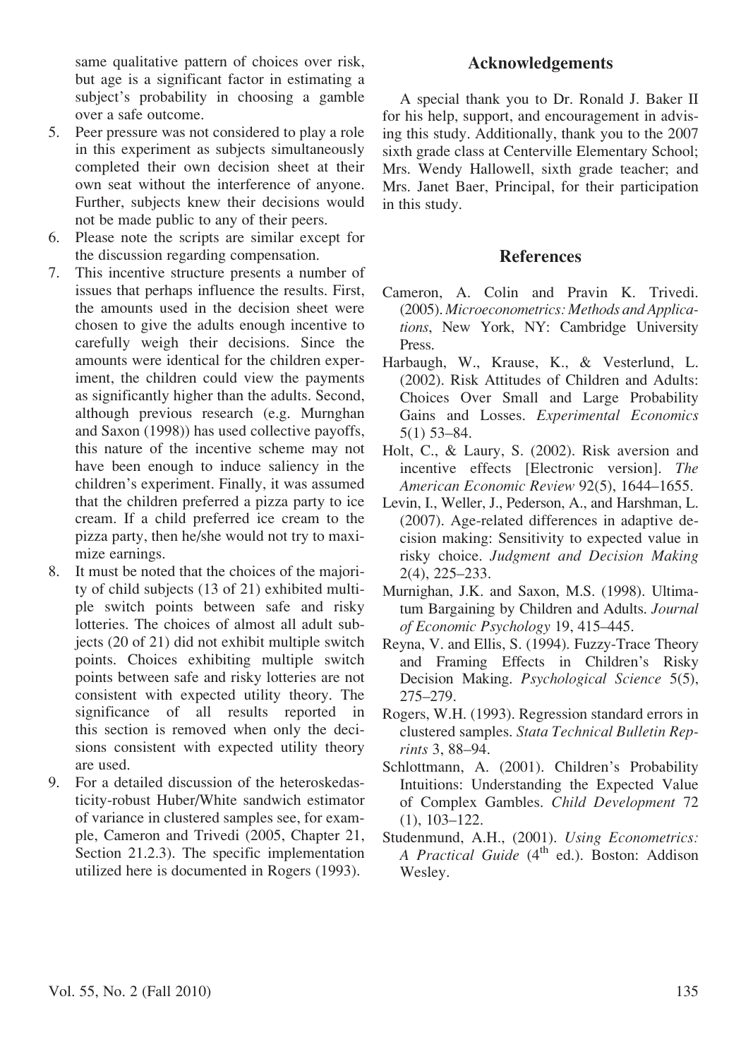same qualitative pattern of choices over risk, but age is a significant factor in estimating a subject's probability in choosing a gamble over a safe outcome.

5. Peer pressure was not considered to play a role in this experiment as subjects simultaneously completed their own decision sheet at their own seat without the interference of anyone. Further, subjects knew their decisions would not be made public to any of their peers.
6. Please note the scripts are similar except for the discussion regarding compensation.
7. This incentive structure presents a number of issues that perhaps influence the results. First, the amounts used in the decision sheet were chosen to give the adults enough incentive to carefully weigh their decisions. Since the amounts were identical for the children experiment, the children could view the payments as significantly higher than the adults. Second, although previous research (e.g. Murnghan and Saxon (1998)) has used collective payoffs, this nature of the incentive scheme may not have been enough to induce saliency in the children's experiment. Finally, it was assumed that the children preferred a pizza party to ice cream. If a child preferred ice cream to the pizza party, then he/she would not try to maximize earnings.
8. It must be noted that the choices of the majority of child subjects (13 of 21) exhibited multiple switch points between safe and risky lotteries. The choices of almost all adult subjects (20 of 21) did not exhibit multiple switch points. Choices exhibiting multiple switch points between safe and risky lotteries are not consistent with expected utility theory. The significance of all results reported in this section is removed when only the decisions consistent with expected utility theory are used.
9. For a detailed discussion of the heteroskedasticity-robust Huber/White sandwich estimator of variance in clustered samples see, for example, Cameron and Trivedi (2005, Chapter 21, Section 21.2.3). The specific implementation utilized here is documented in Rogers (1993).

## Acknowledgements

A special thank you to Dr. Ronald J. Baker II for his help, support, and encouragement in advising this study. Additionally, thank you to the 2007 sixth grade class at Centerville Elementary School; Mrs. Wendy Hallowell, sixth grade teacher; and Mrs. Janet Baer, Principal, for their participation in this study.

## References

Cameron, A. Colin and Pravin K. Trivedi. (2005). *Microeconometrics: Methods and Applications*, New York, NY: Cambridge University Press.

Harbaugh, W., Krause, K., & Vesterlund, L. (2002). Risk Attitudes of Children and Adults: Choices Over Small and Large Probability Gains and Losses. *Experimental Economics* 5(1) 53–84.

Holt, C., & Laury, S. (2002). Risk aversion and incentive effects [Electronic version]. *The American Economic Review* 92(5), 1644–1655.

Levin, I., Weller, J., Pederson, A., and Harshman, L. (2007). Age-related differences in adaptive decision making: Sensitivity to expected value in risky choice. *Judgment and Decision Making* 2(4), 225–233.

Murnighan, J.K. and Saxon, M.S. (1998). Ultimatum Bargaining by Children and Adults. *Journal of Economic Psychology* 19, 415–445.

Reyna, V. and Ellis, S. (1994). Fuzzy-Trace Theory and Framing Effects in Children's Risky Decision Making. *Psychological Science* 5(5), 275–279.

Rogers, W.H. (1993). Regression standard errors in clustered samples. *Stata Technical Bulletin Reprints* 3, 88–94.

Schlottmann, A. (2001). Children's Probability Intuitions: Understanding the Expected Value of Complex Gambles. *Child Development* 72 (1), 103–122.

Studenmund, A.H., (2001). *Using Econometrics: A Practical Guide* (4th ed.). Boston: Addison Wesley.